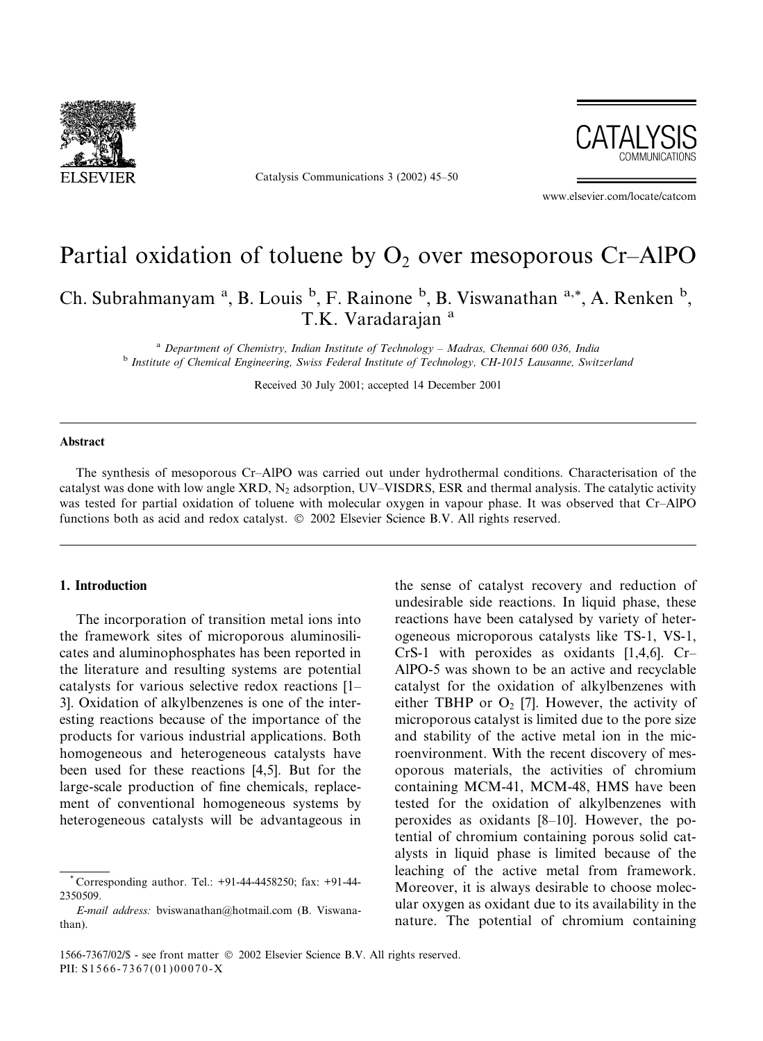# Partial oxidation of toluene by $O_2$ over mesoporous Cr–AlPO

Ch. Subrahmanyam [a], B. Louis [b], F. Rainone [b], B. Viswanathan [a,*], A. Renken [b], T.K. Varadarajan [a]

[a] Department of Chemistry, Indian Institute of Technology – Madras, Chennai 600 036, India

[b] Institute of Chemical Engineering, Swiss Federal Institute of Technology, CH-1015 Lausanne, Switzerland

Received 30 July 2001; accepted 14 December 2001

## Abstract

The synthesis of mesoporous Cr–AlPO was carried out under hydrothermal conditions. Characterisation of the catalyst was done with low angle XRD, $N_2$ adsorption, UV–VISDRS, ESR and thermal analysis. The catalytic activity was tested for partial oxidation of toluene with molecular oxygen in vapour phase. It was observed that Cr–AlPO functions both as acid and redox catalyst. © 2002 Elsevier Science B.V. All rights reserved.

## 1. Introduction

The incorporation of transition metal ions into the framework sites of microporous aluminosilicates and aluminophosphates has been reported in the literature and resulting systems are potential catalysts for various selective redox reactions [1–3]. Oxidation of alkylbenzenes is one of the interesting reactions because of the importance of the products for various industrial applications. Both homogeneous and heterogeneous catalysts have been used for these reactions [4,5]. But for the large-scale production of fine chemicals, replacement of conventional homogeneous systems by heterogeneous catalysts will be advantageous in the sense of catalyst recovery and reduction of undesirable side reactions. In liquid phase, these reactions have been catalysed by variety of heterogeneous microporous catalysts like TS-1, VS-1, CrS-1 with peroxides as oxidants [1,4,6]. Cr–AlPO-5 was shown to be an active and recyclable catalyst for the oxidation of alkylbenzenes with either TBHP or $O_2$ [7]. However, the activity of microporous catalyst is limited due to the pore size and stability of the active metal ion in the microenvironment. With the recent discovery of mesoporous materials, the activities of chromium containing MCM-41, MCM-48, HMS have been tested for the oxidation of alkylbenzenes with peroxides as oxidants [8–10]. However, the potential of chromium containing porous solid catalysts in liquid phase is limited because of the leaching of the active metal from framework. Moreover, it is always desirable to choose molecular oxygen as oxidant due to its availability in the nature. The potential of chromium containing

* Corresponding author. Tel.: +91-44-4458250; fax: +91-44-2350509.

*E-mail address:* bviswanathan@hotmail.com (B. Viswanathan).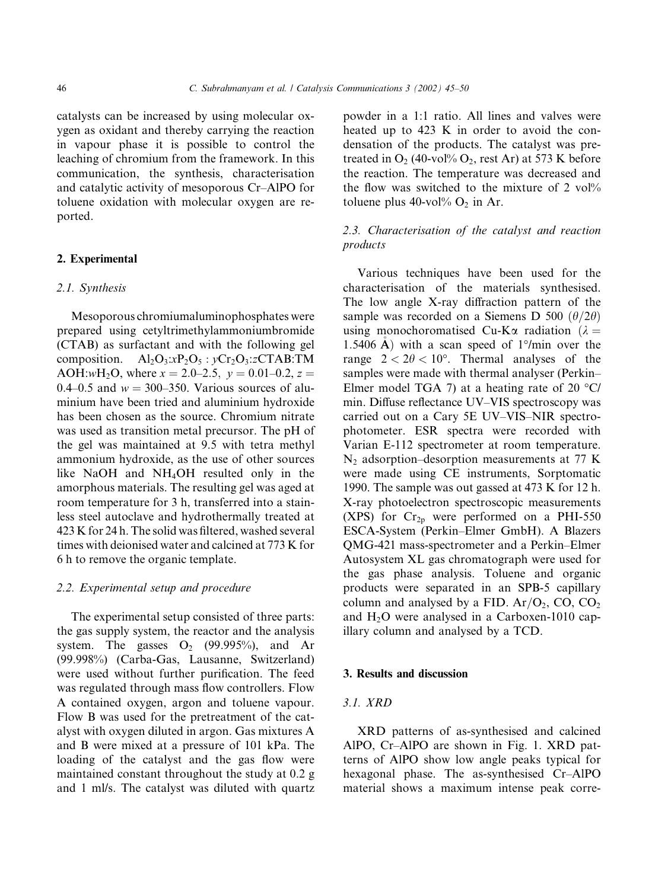catalysts can be increased by using molecular oxygen as oxidant and thereby carrying the reaction in vapour phase it is possible to control the leaching of chromium from the framework. In this communication, the synthesis, characterisation and catalytic activity of mesoporous Cr–AlPO for toluene oxidation with molecular oxygen are reported.

## 2. Experimental

### 2.1. Synthesis

Mesoporous chromiumaluminophosphates were prepared using cetyltrimethylammoniumbromide (CTAB) as surfactant and with the following gel composition. $Al_2O_3$:$xP_2O_5$ : $yCr_2O_3$:$z$CTAB:TMAOH:$wH_2O$, where $x = 2.0$–$2.5$, $y = 0.01$–$0.2$, $z = 0.4$–$0.5$ and $w = 300$–$350$. Various sources of aluminium have been tried and aluminium hydroxide has been chosen as the source. Chromium nitrate was used as transition metal precursor. The pH of the gel was maintained at 9.5 with tetra methyl ammonium hydroxide, as the use of other sources like NaOH and $NH_4OH$ resulted only in the amorphous materials. The resulting gel was aged at room temperature for 3 h, transferred into a stainless steel autoclave and hydrothermally treated at 423 K for 24 h. The solid was filtered, washed several times with deionised water and calcined at 773 K for 6 h to remove the organic template.

### 2.2. Experimental setup and procedure

The experimental setup consisted of three parts: the gas supply system, the reactor and the analysis system. The gasses $O_2$ (99.995%), and Ar (99.998%) (Carba-Gas, Lausanne, Switzerland) were used without further purification. The feed was regulated through mass flow controllers. Flow A contained oxygen, argon and toluene vapour. Flow B was used for the pretreatment of the catalyst with oxygen diluted in argon. Gas mixtures A and B were mixed at a pressure of 101 kPa. The loading of the catalyst and the gas flow were maintained constant throughout the study at 0.2 g and 1 ml/s. The catalyst was diluted with quartz powder in a 1:1 ratio. All lines and valves were heated up to 423 K in order to avoid the condensation of the products. The catalyst was pretreated in $O_2$ (40-vol% $O_2$, rest Ar) at 573 K before the reaction. The temperature was decreased and the flow was switched to the mixture of 2 vol% toluene plus 40-vol% $O_2$ in Ar.

### 2.3. Characterisation of the catalyst and reaction products

Various techniques have been used for the characterisation of the materials synthesised. The low angle X-ray diffraction pattern of the sample was recorded on a Siemens D 500 ($\theta/2\theta$) using monochoromatised Cu-K$\alpha$ radiation ($\lambda = 1.5406$ Å) with a scan speed of 1°/min over the range $2 < 2\theta < 10°$. Thermal analyses of the samples were made with thermal analyser (Perkin–Elmer model TGA 7) at a heating rate of 20 °C/min. Diffuse reflectance UV–VIS spectroscopy was carried out on a Cary 5E UV–VIS–NIR spectrophotometer. ESR spectra were recorded with Varian E-112 spectrometer at room temperature. $N_2$ adsorption–desorption measurements at 77 K were made using CE instruments, Sorptomatic 1990. The sample was out gassed at 473 K for 12 h. X-ray photoelectron spectroscopic measurements (XPS) for $Cr_{2p}$ were performed on a PHI-550 ESCA-System (Perkin–Elmer GmbH). A Blazers QMG-421 mass-spectrometer and a Perkin–Elmer Autosystem XL gas chromatograph were used for the gas phase analysis. Toluene and organic products were separated in an SPB-5 capillary column and analysed by a FID. $Ar/O_2$, CO, $CO_2$ and $H_2O$ were analysed in a Carboxen-1010 capillary column and analysed by a TCD.

## 3. Results and discussion

### 3.1. XRD

XRD patterns of as-synthesised and calcined AlPO, Cr–AlPO are shown in Fig. 1. XRD patterns of AlPO show low angle peaks typical for hexagonal phase. The as-synthesised Cr–AlPO material shows a maximum intense peak corre-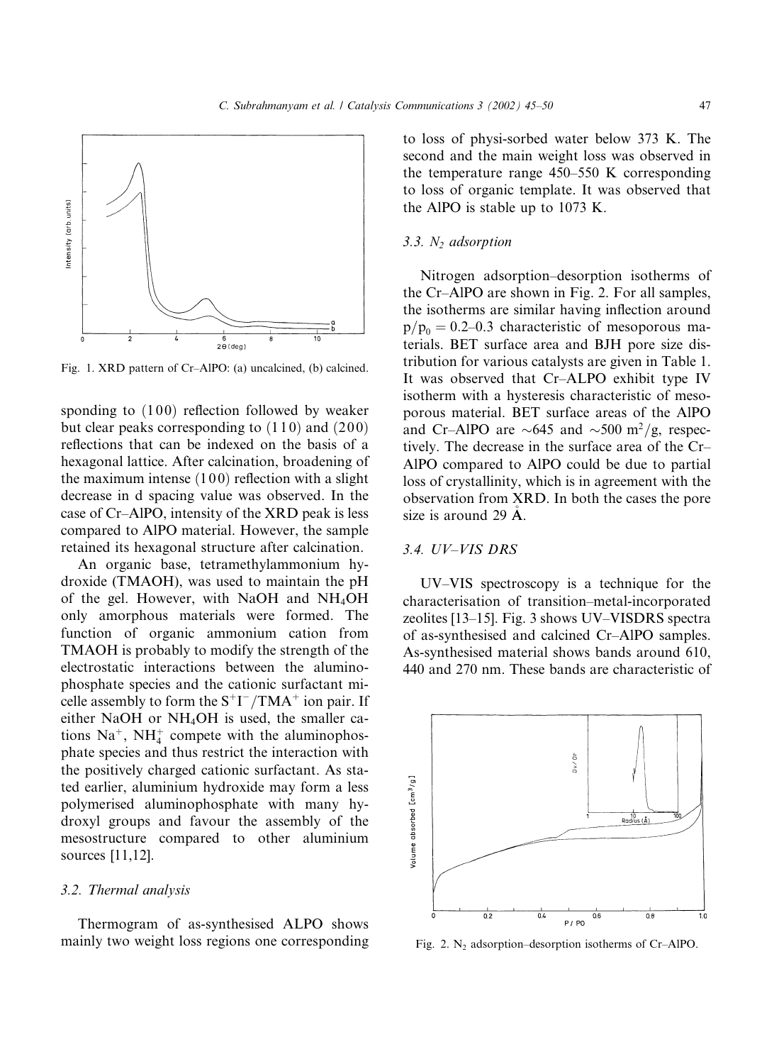Fig. 1. XRD pattern of Cr–AlPO: (a) uncalcined, (b) calcined.

sponding to (1 0 0) reflection followed by weaker but clear peaks corresponding to (1 1 0) and (2 0 0) reflections that can be indexed on the basis of a hexagonal lattice. After calcination, broadening of the maximum intense (1 0 0) reflection with a slight decrease in d spacing value was observed. In the case of Cr–AlPO, intensity of the XRD peak is less compared to AlPO material. However, the sample retained its hexagonal structure after calcination.

An organic base, tetramethylammonium hydroxide (TMAOH), was used to maintain the pH of the gel. However, with NaOH and $NH_4OH$ only amorphous materials were formed. The function of organic ammonium cation from TMAOH is probably to modify the strength of the electrostatic interactions between the aluminophosphate species and the cationic surfactant micelle assembly to form the $S^+I^-/TMA^+$ ion pair. If either NaOH or $NH_4OH$ is used, the smaller cations $Na^+$, $NH_4^+$ compete with the aluminophosphate species and thus restrict the interaction with the positively charged cationic surfactant. As stated earlier, aluminium hydroxide may form a less polymerised aluminophosphate with many hydroxyl groups and favour the assembly of the mesostructure compared to other aluminium sources [11,12].

### 3.2. Thermal analysis

Thermogram of as-synthesised ALPO shows mainly two weight loss regions one corresponding to loss of physi-sorbed water below 373 K. The second and the main weight loss was observed in the temperature range 450–550 K corresponding to loss of organic template. It was observed that the AlPO is stable up to 1073 K.

### 3.3. $N_2$ adsorption

Nitrogen adsorption–desorption isotherms of the Cr–AlPO are shown in Fig. 2. For all samples, the isotherms are similar having inflection around $p/p_0 = 0.2$–$0.3$ characteristic of mesoporous materials. BET surface area and BJH pore size distribution for various catalysts are given in Table 1. It was observed that Cr–ALPO exhibit type IV isotherm with a hysteresis characteristic of mesoporous material. BET surface areas of the AlPO and Cr–AlPO are ~645 and ~500 $m^2/g$, respectively. The decrease in the surface area of the Cr–AlPO compared to AlPO could be due to partial loss of crystallinity, which is in agreement with the observation from XRD. In both the cases the pore size is around 29 Å.

### 3.4. UV–VIS DRS

UV–VIS spectroscopy is a technique for the characterisation of transition–metal-incorporated zeolites [13–15]. Fig. 3 shows UV–VISDRS spectra of as-synthesised and calcined Cr–AlPO samples. As-synthesised material shows bands around 610, 440 and 270 nm. These bands are characteristic of

Fig. 2. $N_2$ adsorption–desorption isotherms of Cr–AlPO.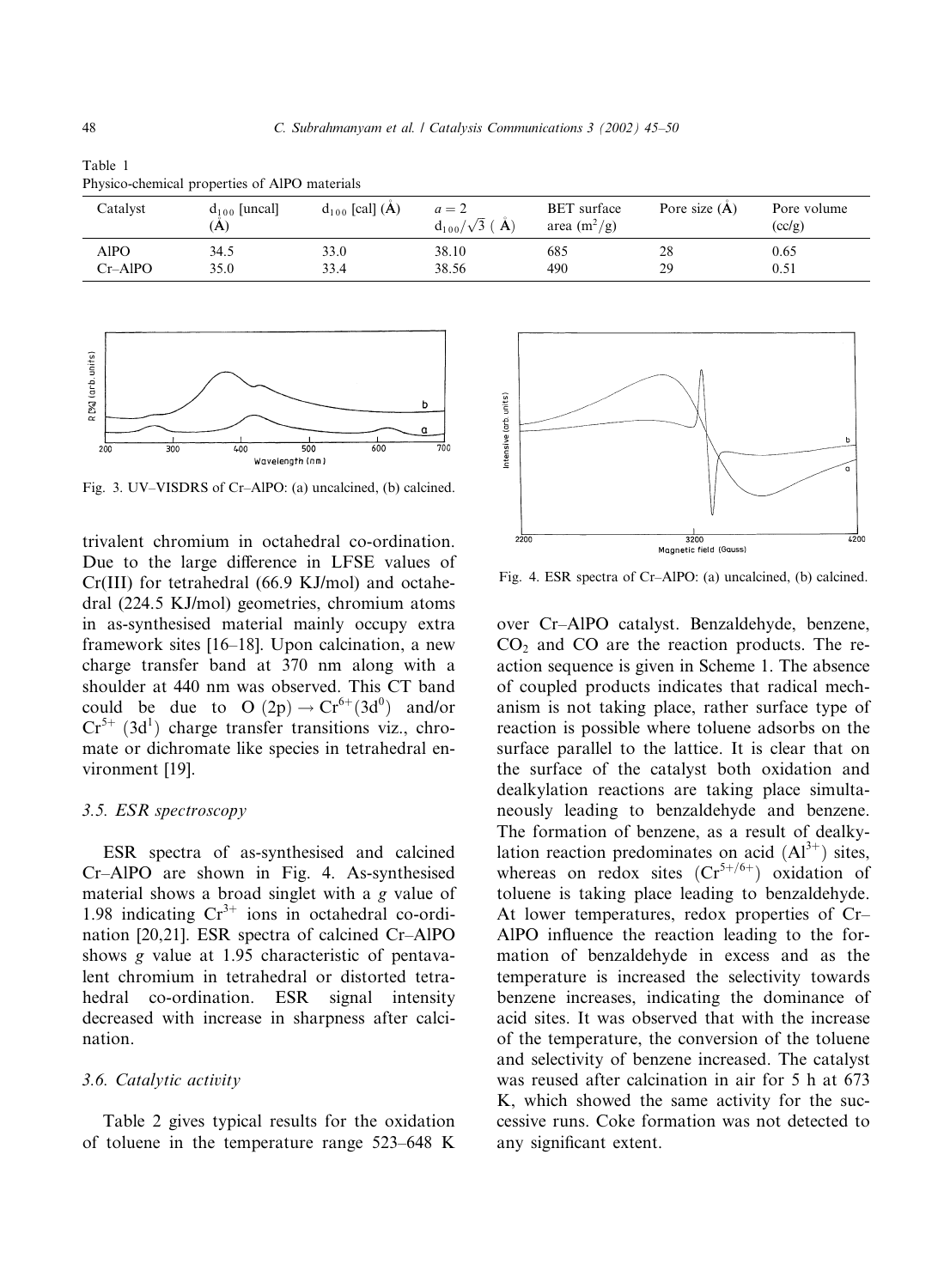Table 1
Physico-chemical properties of AlPO materials

| Catalyst | $d_{100}$ [uncal] (Å) | $d_{100}$ [cal] (Å) | $a = 2 d_{100}/\sqrt{3}$ (Å) | BET surface area ($m^2/g$) | Pore size (Å) | Pore volume (cc/g) |
|---|---|---|---|---|---|---|
| AlPO | 34.5 | 33.0 | 38.10 | 685 | 28 | 0.65 |
| Cr–AlPO | 35.0 | 33.4 | 38.56 | 490 | 29 | 0.51 |

Fig. 3. UV–VISDRS of Cr–AlPO: (a) uncalcined, (b) calcined.

trivalent chromium in octahedral co-ordination. Due to the large difference in LFSE values of Cr(III) for tetrahedral (66.9 KJ/mol) and octahedral (224.5 KJ/mol) geometries, chromium atoms in as-synthesised material mainly occupy extra framework sites [16–18]. Upon calcination, a new charge transfer band at 370 nm along with a shoulder at 440 nm was observed. This CT band could be due to $O\ (2p) \rightarrow Cr^{6+}(3d^0)$ and/or $Cr^{5+}\ (3d^1)$ charge transfer transitions viz., chromate or dichromate like species in tetrahedral environment [19].

### 3.5. ESR spectroscopy

ESR spectra of as-synthesised and calcined Cr–AlPO are shown in Fig. 4. As-synthesised material shows a broad singlet with a $g$ value of 1.98 indicating $Cr^{3+}$ ions in octahedral co-ordination [20,21]. ESR spectra of calcined Cr–AlPO shows $g$ value at 1.95 characteristic of pentavalent chromium in tetrahedral or distorted tetrahedral co-ordination. ESR signal intensity decreased with increase in sharpness after calcination.

### 3.6. Catalytic activity

Table 2 gives typical results for the oxidation of toluene in the temperature range 523–648 K over Cr–AlPO catalyst. Benzaldehyde, benzene, $CO_2$ and CO are the reaction products. The reaction sequence is given in Scheme 1. The absence of coupled products indicates that radical mechanism is not taking place, rather surface type of reaction is possible where toluene adsorbs on the surface parallel to the lattice. It is clear that on the surface of the catalyst both oxidation and dealkylation reactions are taking place simultaneously leading to benzaldehyde and benzene. The formation of benzene, as a result of dealkylation reaction predominates on acid ($Al^{3+}$) sites, whereas on redox sites ($Cr^{5+/6+}$) oxidation of toluene is taking place leading to benzaldehyde. At lower temperatures, redox properties of Cr–AlPO influence the reaction leading to the formation of benzaldehyde in excess and as the temperature is increased the selectivity towards benzene increases, indicating the dominance of acid sites. It was observed that with the increase of the temperature, the conversion of the toluene and selectivity of benzene increased. The catalyst was reused after calcination in air for 5 h at 673 K, which showed the same activity for the successive runs. Coke formation was not detected to any significant extent.

Fig. 4. ESR spectra of Cr–AlPO: (a) uncalcined, (b) calcined.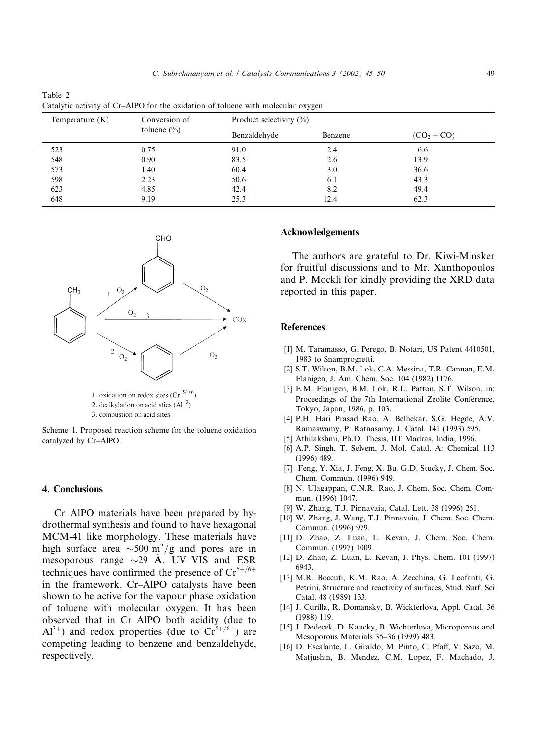Table 2
Catalytic activity of Cr–AlPO for the oxidation of toluene with molecular oxygen

| Temperature (K) | Conversion of toluene (%) | Product selectivity (%) | | |
|---|---|---|---|---|
| | | Benzaldehyde | Benzene | $(CO_2 + CO)$ |
| 523 | 0.75 | 91.0 | 2.4 | 6.6 |
| 548 | 0.90 | 83.5 | 2.6 | 13.9 |
| 573 | 1.40 | 60.4 | 3.0 | 36.6 |
| 598 | 2.23 | 50.6 | 6.1 | 43.3 |
| 623 | 4.85 | 42.4 | 8.2 | 49.4 |
| 648 | 9.19 | 25.3 | 12.4 | 62.3 |

1. oxidation on redox sites ($Cr^{+5/+6}$)
2. dealkylation on acid sties ($Al^{+3}$)
3. combustion on acid sites

Scheme 1. Proposed reaction scheme for the toluene oxidation catalyzed by Cr–AlPO.

## 4. Conclusions

Cr–AlPO materials have been prepared by hydrothermal synthesis and found to have hexagonal MCM-41 like morphology. These materials have high surface area ~500 $m^2/g$ and pores are in mesoporous range ~29 Å. UV–VIS and ESR techniques have confirmed the presence of $Cr^{5+/6+}$ in the framework. Cr–AlPO catalysts have been shown to be active for the vapour phase oxidation of toluene with molecular oxygen. It has been observed that in Cr–AlPO both acidity (due to $Al^{3+}$) and redox properties (due to $Cr^{5+/6+}$) are competing leading to benzene and benzaldehyde, respectively.

## Acknowledgements

The authors are grateful to Dr. Kiwi-Minsker for fruitful discussions and to Mr. Xanthopoulos and P. Mockli for kindly providing the XRD data reported in this paper.

## References

[1] M. Taramasso, G. Perego, B. Notari, US Patent 4410501, 1983 to Snamprogretti.
[2] S.T. Wilson, B.M. Lok, C.A. Messina, T.R. Cannan, E.M. Flanigen, J. Am. Chem. Soc. 104 (1982) 1176.
[3] E.M. Flanigen, B.M. Lok, R.L. Patton, S.T. Wilson, in: Proceedings of the 7th International Zeolite Conference, Tokyo, Japan, 1986, p. 103.
[4] P.H. Hari Prasad Rao, A. Belhekar, S.G. Hegde, A.V. Ramaswamy, P. Ratnasamy, J. Catal. 141 (1993) 595.
[5] Athilakshmi, Ph.D. Thesis, IIT Madras, India, 1996.
[6] A.P. Singh, T. Selvem, J. Mol. Catal. A: Chemical 113 (1996) 489.
[7] Feng, Y. Xia, J. Feng, X. Bu, G.D. Stucky, J. Chem. Soc. Chem. Commun. (1996) 949.
[8] N. Ulagappan, C.N.R. Rao, J. Chem. Soc. Chem. Commun. (1996) 1047.
[9] W. Zhang, T.J. Pinnavaia, Catal. Lett. 38 (1996) 261.
[10] W. Zhang, J. Wang, T.J. Pinnavaia, J. Chem. Soc. Chem. Commun. (1996) 979.
[11] D. Zhao, Z. Luan, L. Kevan, J. Chem. Soc. Chem. Commun. (1997) 1009.
[12] D. Zhao, Z. Luan, L. Kevan, J. Phys. Chem. 101 (1997) 6943.
[13] M.R. Boccuti, K.M. Rao, A. Zecchina, G. Leofanti, G. Petrini, Structure and reactivity of surfaces, Stud. Surf. Sci Catal. 48 (1989) 133.
[14] J. Curilla, R. Domansky, B. Wickterlova, Appl. Catal. 36 (1988) 119.
[15] J. Dedecek, D. Kaucky, B. Wichterlova, Microporous and Mesoporous Materials 35–36 (1999) 483.
[16] D. Escalante, L. Giraldo, M. Pinto, C. Pfaff, V. Sazo, M. Matjushin, B. Mendez, C.M. Lopez, F. Machado, J.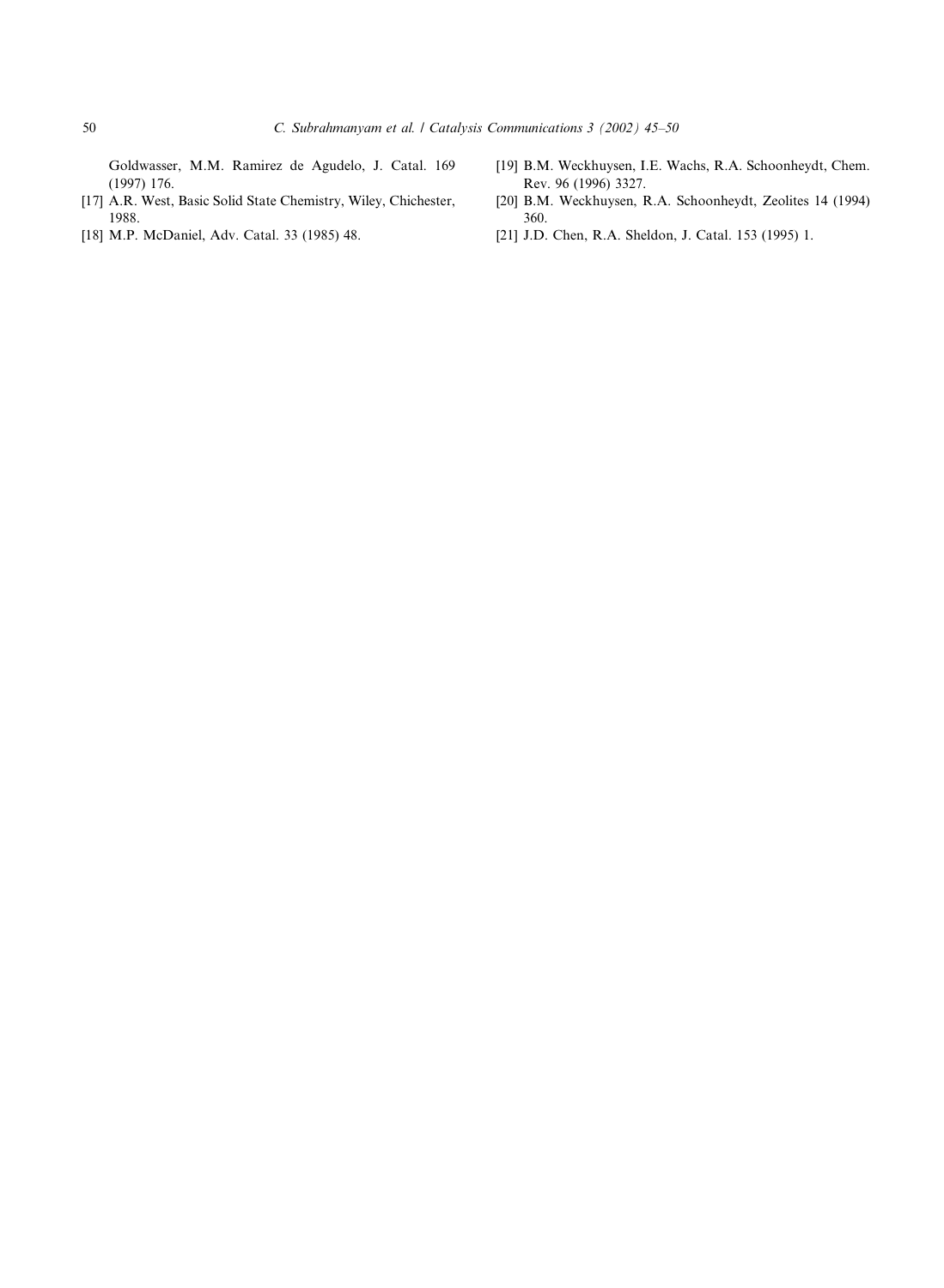Goldwasser, M.M. Ramirez de Agudelo, J. Catal. 169 (1997) 176.

[17] A.R. West, Basic Solid State Chemistry, Wiley, Chichester, 1988.

[18] M.P. McDaniel, Adv. Catal. 33 (1985) 48.

[19] B.M. Weckhuysen, I.E. Wachs, R.A. Schoonheydt, Chem. Rev. 96 (1996) 3327.

[20] B.M. Weckhuysen, R.A. Schoonheydt, Zeolites 14 (1994) 360.

[21] J.D. Chen, R.A. Sheldon, J. Catal. 153 (1995) 1.